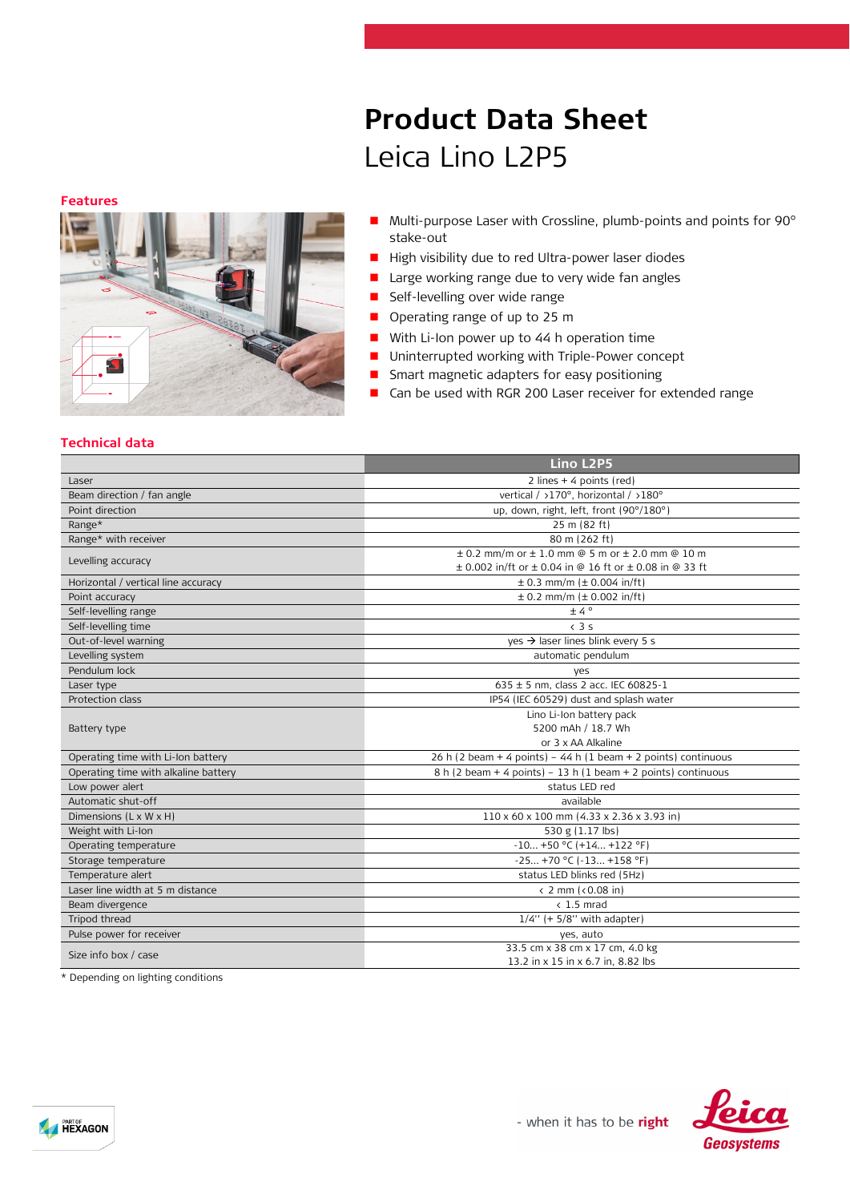# Product Data Sheet

Leica Lino L2P5

## Features

- Multi-purpose Laser with Crossline, plumb-points and points for 90° stake-out
- High visibility due to red Ultra-power laser diodes
- Large working range due to very wide fan angles
- Self-levelling over wide range
- Operating range of up to 25 m
- With Li-Ion power up to 44 h operation time
- Uninterrupted working with Triple-Power concept
- Smart magnetic adapters for easy positioning
- Can be used with RGR 200 Laser receiver for extended range

## Technical data

| | Lino L2P5 |
|---|---|
| Laser | 2 lines + 4 points (red) |
| Beam direction / fan angle | vertical / >170°, horizontal / >180° |
| Point direction | up, down, right, left, front (90°/180°) |
| Range* | 25 m (82 ft) |
| Range* with receiver | 80 m (262 ft) |
| Levelling accuracy | ± 0.2 mm/m or ± 1.0 mm @ 5 m or ± 2.0 mm @ 10 m<br>± 0.002 in/ft or ± 0.04 in @ 16 ft or ± 0.08 in @ 33 ft |
| Horizontal / vertical line accuracy | ± 0.3 mm/m (± 0.004 in/ft) |
| Point accuracy | ± 0.2 mm/m (± 0.002 in/ft) |
| Self-levelling range | ± 4 ° |
| Self-levelling time | < 3 s |
| Out-of-level warning | yes → laser lines blink every 5 s |
| Levelling system | automatic pendulum |
| Pendulum lock | yes |
| Laser type | 635 ± 5 nm, class 2 acc. IEC 60825-1 |
| Protection class | IP54 (IEC 60529) dust and splash water |
| Battery type | Lino Li-Ion battery pack<br>5200 mAh / 18.7 Wh<br>or 3 x AA Alkaline |
| Operating time with Li-Ion battery | 26 h (2 beam + 4 points) – 44 h (1 beam + 2 points) continuous |
| Operating time with alkaline battery | 8 h (2 beam + 4 points) – 13 h (1 beam + 2 points) continuous |
| Low power alert | status LED red |
| Automatic shut-off | available |
| Dimensions (L x W x H) | 110 x 60 x 100 mm (4.33 x 2.36 x 3.93 in) |
| Weight with Li-Ion | 530 g (1.17 lbs) |
| Operating temperature | -10... +50 °C (+14... +122 °F) |
| Storage temperature | -25... +70 °C (-13... +158 °F) |
| Temperature alert | status LED blinks red (5Hz) |
| Laser line width at 5 m distance | < 2 mm (<0.08 in) |
| Beam divergence | < 1.5 mrad |
| Tripod thread | 1/4'' (+ 5/8'' with adapter) |
| Pulse power for receiver | yes, auto |
| Size info box / case | 33.5 cm x 38 cm x 17 cm, 4.0 kg<br>13.2 in x 15 in x 6.7 in, 8.82 lbs |

* Depending on lighting conditions

- when it has to be **right**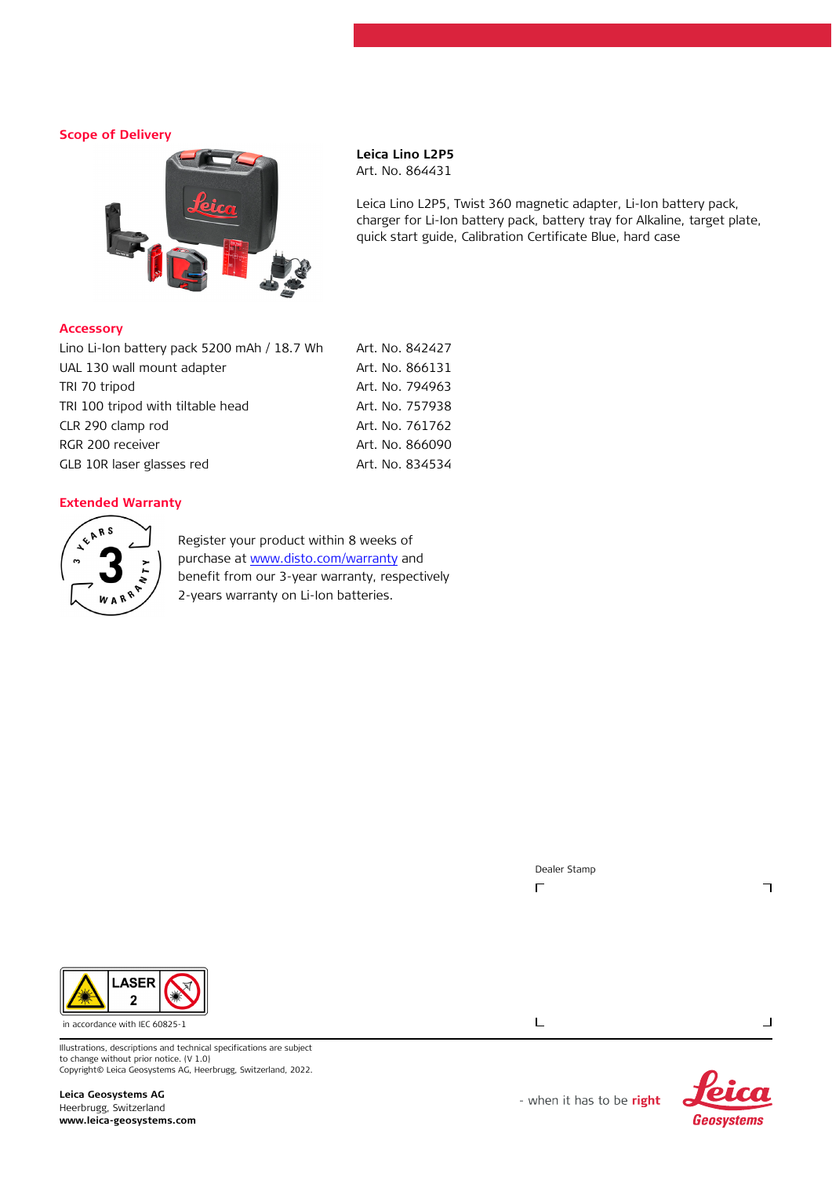## Scope of Delivery

**Leica Lino L2P5**
Art. No. 864431

Leica Lino L2P5, Twist 360 magnetic adapter, Li-Ion battery pack, charger for Li-Ion battery pack, battery tray for Alkaline, target plate, quick start guide, Calibration Certificate Blue, hard case

## Accessory

| | |
|---|---|
| Lino Li-Ion battery pack 5200 mAh / 18.7 Wh | Art. No. 842427 |
| UAL 130 wall mount adapter | Art. No. 866131 |
| TRI 70 tripod | Art. No. 794963 |
| TRI 100 tripod with tiltable head | Art. No. 757938 |
| CLR 290 clamp rod | Art. No. 761762 |
| RGR 200 receiver | Art. No. 866090 |
| GLB 10R laser glasses red | Art. No. 834534 |

## Extended Warranty

3 YEARS WARRANTY

Register your product within 8 weeks of purchase at www.disto.com/warranty and benefit from our 3-year warranty, respectively 2-years warranty on Li-Ion batteries.

Dealer Stamp

LASER 2

in accordance with IEC 60825-1

Illustrations, descriptions and technical specifications are subject to change without prior notice. (V 1.0)
Copyright© Leica Geosystems AG, Heerbrugg, Switzerland, 2022.

**Leica Geosystems AG**
Heerbrugg, Switzerland
**www.leica-geosystems.com**

- when it has to be **right**

Leica Geosystems